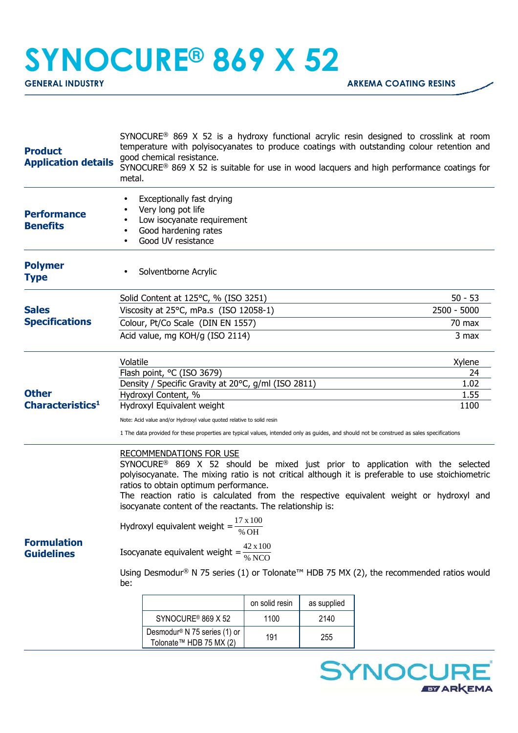# SYNOCURE® 869 X 52

**GENERAL INDUSTRY** — **ARKEMA COATING RESINS**

## Product Application details

SYNOCURE® 869 X 52 is a hydroxy functional acrylic resin designed to crosslink at room temperature with polyisocyanates to produce coatings with outstanding colour retention and good chemical resistance.
SYNOCURE® 869 X 52 is suitable for use in wood lacquers and high performance coatings for metal.

## Performance Benefits

- Exceptionally fast drying
- Very long pot life
- Low isocyanate requirement
- Good hardening rates
- Good UV resistance

## Polymer Type

- Solventborne Acrylic

## Sales Specifications

| Property | Value |
|---|---|
| Solid Content at 125°C, % (ISO 3251) | 50 - 53 |
| Viscosity at 25°C, mPa.s (ISO 12058-1) | 2500 - 5000 |
| Colour, Pt/Co Scale (DIN EN 1557) | 70 max |
| Acid value, mg KOH/g (ISO 2114) | 3 max |

## Other Characteristics[1]

| Property | Value |
|---|---|
| Volatile | Xylene |
| Flash point, °C (ISO 3679) | 24 |
| Density / Specific Gravity at 20°C, g/ml (ISO 2811) | 1.02 |
| Hydroxyl Content, % | 1.55 |
| Hydroxyl Equivalent weight | 1100 |

Note: Acid value and/or Hydroxyl value quoted relative to solid resin

1 The data provided for these properties are typical values, intended only as guides, and should not be construed as sales specifications

## Formulation Guidelines

RECOMMENDATIONS FOR USE

SYNOCURE® 869 X 52 should be mixed just prior to application with the selected polyisocyanate. The mixing ratio is not critical although it is preferable to use stoichiometric ratios to obtain optimum performance.
The reaction ratio is calculated from the respective equivalent weight or hydroxyl and isocyanate content of the reactants. The relationship is:

$$\text{Hydroxyl equivalent weight} = \frac{17 \times 100}{\%\,OH}$$

$$\text{Isocyanate equivalent weight} = \frac{42 \times 100}{\%\,NCO}$$

Using Desmodur® N 75 series (1) or Tolonate™ HDB 75 MX (2), the recommended ratios would be:

| | on solid resin | as supplied |
|---|---|---|
| SYNOCURE® 869 X 52 | 1100 | 2140 |
| Desmodur® N 75 series (1) or Tolonate™ HDB 75 MX (2) | 191 | 255 |

SYNOCURE BY ARKEMA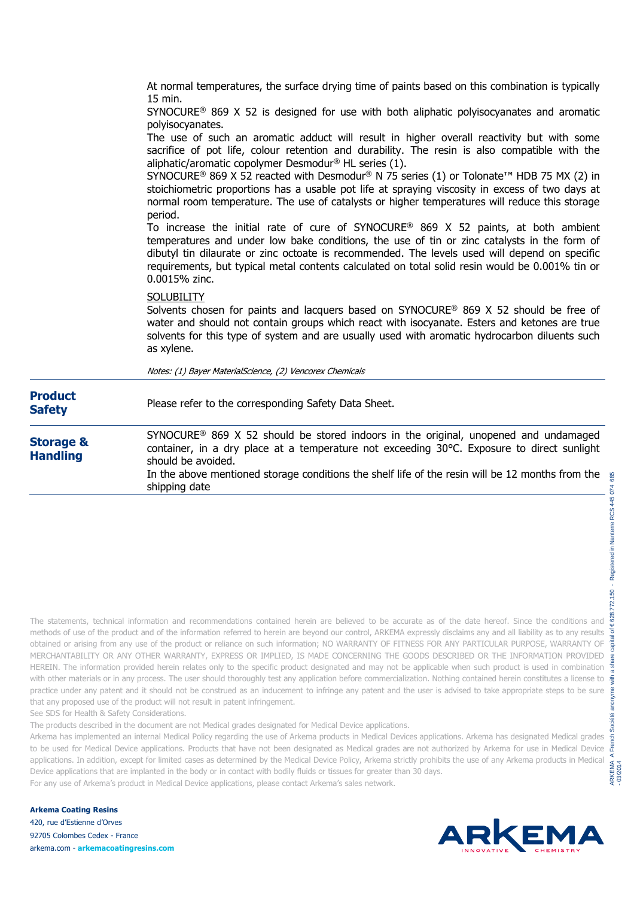At normal temperatures, the surface drying time of paints based on this combination is typically 15 min.

SYNOCURE® 869 X 52 is designed for use with both aliphatic polyisocyanates and aromatic polyisocyanates.

The use of such an aromatic adduct will result in higher overall reactivity but with some sacrifice of pot life, colour retention and durability. The resin is also compatible with the aliphatic/aromatic copolymer Desmodur® HL series (1).

SYNOCURE® 869 X 52 reacted with Desmodur® N 75 series (1) or Tolonate™ HDB 75 MX (2) in stoichiometric proportions has a usable pot life at spraying viscosity in excess of two days at normal room temperature. The use of catalysts or higher temperatures will reduce this storage period.

To increase the initial rate of cure of SYNOCURE® 869 X 52 paints, at both ambient temperatures and under low bake conditions, the use of tin or zinc catalysts in the form of dibutyl tin dilaurate or zinc octoate is recommended. The levels used will depend on specific requirements, but typical metal contents calculated on total solid resin would be 0.001% tin or 0.0015% zinc.

SOLUBILITY

Solvents chosen for paints and lacquers based on SYNOCURE® 869 X 52 should be free of water and should not contain groups which react with isocyanate. Esters and ketones are true solvents for this type of system and are usually used with aromatic hydrocarbon diluents such as xylene.

*Notes: (1) Bayer MaterialScience, (2) Vencorex Chemicals*

## Product Safety

Please refer to the corresponding Safety Data Sheet.

## Storage & Handling

SYNOCURE® 869 X 52 should be stored indoors in the original, unopened and undamaged container, in a dry place at a temperature not exceeding 30°C. Exposure to direct sunlight should be avoided.

In the above mentioned storage conditions the shelf life of the resin will be 12 months from the shipping date

The statements, technical information and recommendations contained herein are believed to be accurate as of the date hereof. Since the conditions and methods of use of the product and of the information referred to herein are beyond our control, ARKEMA expressly disclaims any and all liability as to any results obtained or arising from any use of the product or reliance on such information; NO WARRANTY OF FITNESS FOR ANY PARTICULAR PURPOSE, WARRANTY OF MERCHANTABILITY OR ANY OTHER WARRANTY, EXPRESS OR IMPLIED, IS MADE CONCERNING THE GOODS DESCRIBED OR THE INFORMATION PROVIDED HEREIN. The information provided herein relates only to the specific product designated and may not be applicable when such product is used in combination with other materials or in any process. The user should thoroughly test any application before commercialization. Nothing contained herein constitutes a license to practice under any patent and it should not be construed as an inducement to infringe any patent and the user is advised to take appropriate steps to be sure that any proposed use of the product will not result in patent infringement.

See SDS for Health & Safety Considerations.

The products described in the document are not Medical grades designated for Medical Device applications.

Arkema has implemented an internal Medical Policy regarding the use of Arkema products in Medical Devices applications. Arkema has designated Medical grades to be used for Medical Device applications. Products that have not been designated as Medical grades are not authorized by Arkema for use in Medical Device applications. In addition, except for limited cases as determined by the Medical Device Policy, Arkema strictly prohibits the use of any Arkema products in Medical Device applications that are implanted in the body or in contact with bodily fluids or tissues for greater than 30 days.

For any use of Arkema's product in Medical Device applications, please contact Arkema's sales network.

**Arkema Coating Resins**
420, rue d'Estienne d'Orves
92705 Colombes Cedex - France
arkema.com - **arkemacoatingresins.com**

ARKEMA A French Société anonyme with a share capital of € 628.772.150 - Registered in Nanterre RCS 445 074 685 - 03/2014